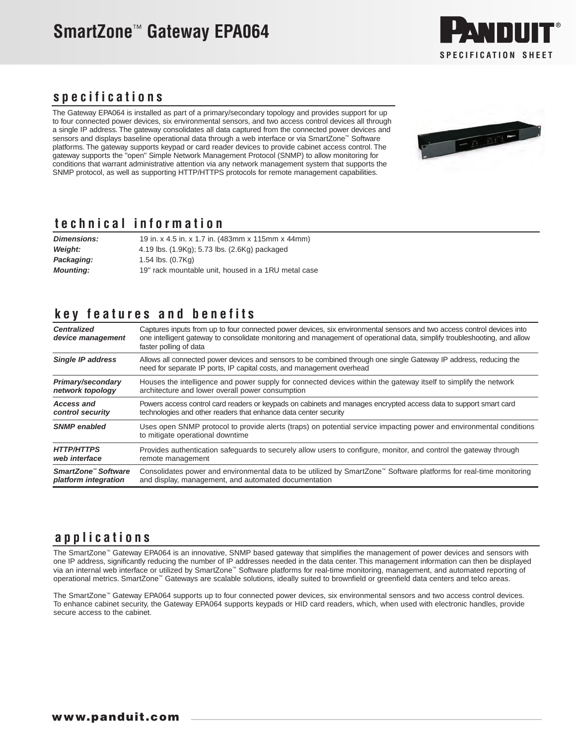# SmartZone™ Gateway EPA064

PANDUIT®

SPECIFICATION SHEET

## specifications

The Gateway EPA064 is installed as part of a primary/secondary topology and provides support for up to four connected power devices, six environmental sensors, and two access control devices all through a single IP address. The gateway consolidates all data captured from the connected power devices and sensors and displays baseline operational data through a web interface or via SmartZone™ Software platforms. The gateway supports keypad or card reader devices to provide cabinet access control. The gateway supports the "open" Simple Network Management Protocol (SNMP) to allow monitoring for conditions that warrant administrative attention via any network management system that supports the SNMP protocol, as well as supporting HTTP/HTTPS protocols for remote management capabilities.

## technical information

| | |
|---|---|
| ***Dimensions:*** | 19 in. x 4.5 in. x 1.7 in. (483mm x 115mm x 44mm) |
| ***Weight:*** | 4.19 lbs. (1.9Kg); 5.73 lbs. (2.6Kg) packaged |
| ***Packaging:*** | 1.54 lbs. (0.7Kg) |
| ***Mounting:*** | 19" rack mountable unit, housed in a 1RU metal case |

## key features and benefits

| | |
|---|---|
| ***Centralized device management*** | Captures inputs from up to four connected power devices, six environmental sensors and two access control devices into one intelligent gateway to consolidate monitoring and management of operational data, simplify troubleshooting, and allow faster polling of data |
| ***Single IP address*** | Allows all connected power devices and sensors to be combined through one single Gateway IP address, reducing the need for separate IP ports, IP capital costs, and management overhead |
| ***Primary/secondary network topology*** | Houses the intelligence and power supply for connected devices within the gateway itself to simplify the network architecture and lower overall power consumption |
| ***Access and control security*** | Powers access control card readers or keypads on cabinets and manages encrypted access data to support smart card technologies and other readers that enhance data center security |
| ***SNMP enabled*** | Uses open SNMP protocol to provide alerts (traps) on potential service impacting power and environmental conditions to mitigate operational downtime |
| ***HTTP/HTTPS web interface*** | Provides authentication safeguards to securely allow users to configure, monitor, and control the gateway through remote management |
| ***SmartZone™ Software platform integration*** | Consolidates power and environmental data to be utilized by SmartZone™ Software platforms for real-time monitoring and display, management, and automated documentation |

## applications

The SmartZone™ Gateway EPA064 is an innovative, SNMP based gateway that simplifies the management of power devices and sensors with one IP address, significantly reducing the number of IP addresses needed in the data center. This management information can then be displayed via an internal web interface or utilized by SmartZone™ Software platforms for real-time monitoring, management, and automated reporting of operational metrics. SmartZone™ Gateways are scalable solutions, ideally suited to brownfield or greenfield data centers and telco areas.

The SmartZone™ Gateway EPA064 supports up to four connected power devices, six environmental sensors and two access control devices. To enhance cabinet security, the Gateway EPA064 supports keypads or HID card readers, which, when used with electronic handles, provide secure access to the cabinet.

**www.panduit.com**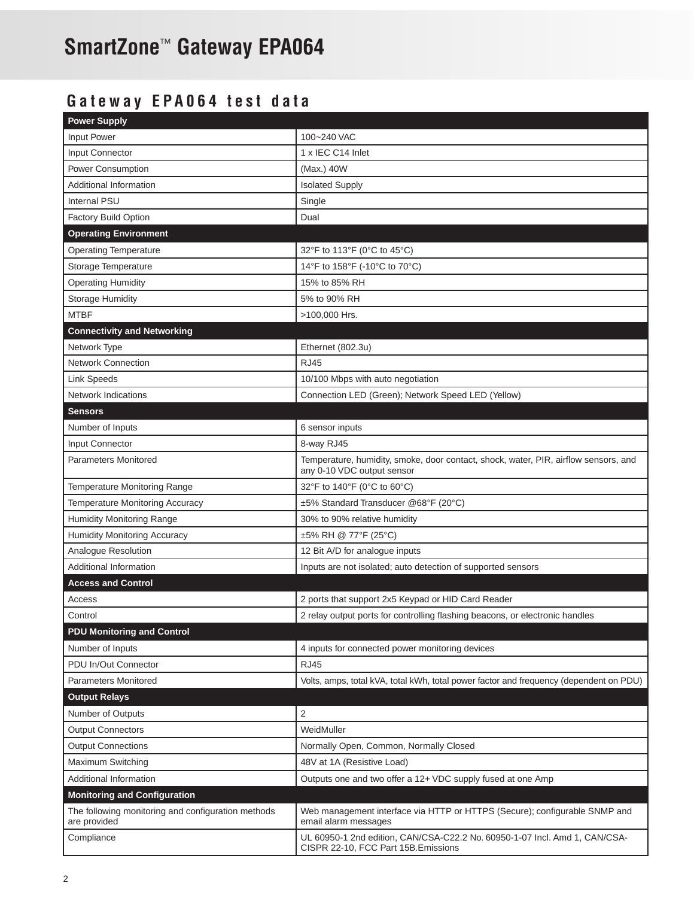# SmartZone™ Gateway EPA064

## Gateway EPA064 test data

| **Power Supply** | |
|---|---|
| Input Power | 100~240 VAC |
| Input Connector | 1 x IEC C14 Inlet |
| Power Consumption | (Max.) 40W |
| Additional Information | Isolated Supply |
| Internal PSU | Single |
| Factory Build Option | Dual |
| **Operating Environment** | |
| Operating Temperature | 32°F to 113°F (0°C to 45°C) |
| Storage Temperature | 14°F to 158°F (-10°C to 70°C) |
| Operating Humidity | 15% to 85% RH |
| Storage Humidity | 5% to 90% RH |
| MTBF | >100,000 Hrs. |
| **Connectivity and Networking** | |
| Network Type | Ethernet (802.3u) |
| Network Connection | RJ45 |
| Link Speeds | 10/100 Mbps with auto negotiation |
| Network Indications | Connection LED (Green); Network Speed LED (Yellow) |
| **Sensors** | |
| Number of Inputs | 6 sensor inputs |
| Input Connector | 8-way RJ45 |
| Parameters Monitored | Temperature, humidity, smoke, door contact, shock, water, PIR, airflow sensors, and any 0-10 VDC output sensor |
| Temperature Monitoring Range | 32°F to 140°F (0°C to 60°C) |
| Temperature Monitoring Accuracy | ±5% Standard Transducer @68°F (20°C) |
| Humidity Monitoring Range | 30% to 90% relative humidity |
| Humidity Monitoring Accuracy | ±5% RH @ 77°F (25°C) |
| Analogue Resolution | 12 Bit A/D for analogue inputs |
| Additional Information | Inputs are not isolated; auto detection of supported sensors |
| **Access and Control** | |
| Access | 2 ports that support 2x5 Keypad or HID Card Reader |
| Control | 2 relay output ports for controlling flashing beacons, or electronic handles |
| **PDU Monitoring and Control** | |
| Number of Inputs | 4 inputs for connected power monitoring devices |
| PDU In/Out Connector | RJ45 |
| Parameters Monitored | Volts, amps, total kVA, total kWh, total power factor and frequency (dependent on PDU) |
| **Output Relays** | |
| Number of Outputs | 2 |
| Output Connectors | WeidMuller |
| Output Connections | Normally Open, Common, Normally Closed |
| Maximum Switching | 48V at 1A (Resistive Load) |
| Additional Information | Outputs one and two offer a 12+ VDC supply fused at one Amp |
| **Monitoring and Configuration** | |
| The following monitoring and configuration methods are provided | Web management interface via HTTP or HTTPS (Secure); configurable SNMP and email alarm messages |
| Compliance | UL 60950-1 2nd edition, CAN/CSA-C22.2 No. 60950-1-07 Incl. Amd 1, CAN/CSA-CISPR 22-10, FCC Part 15B.Emissions |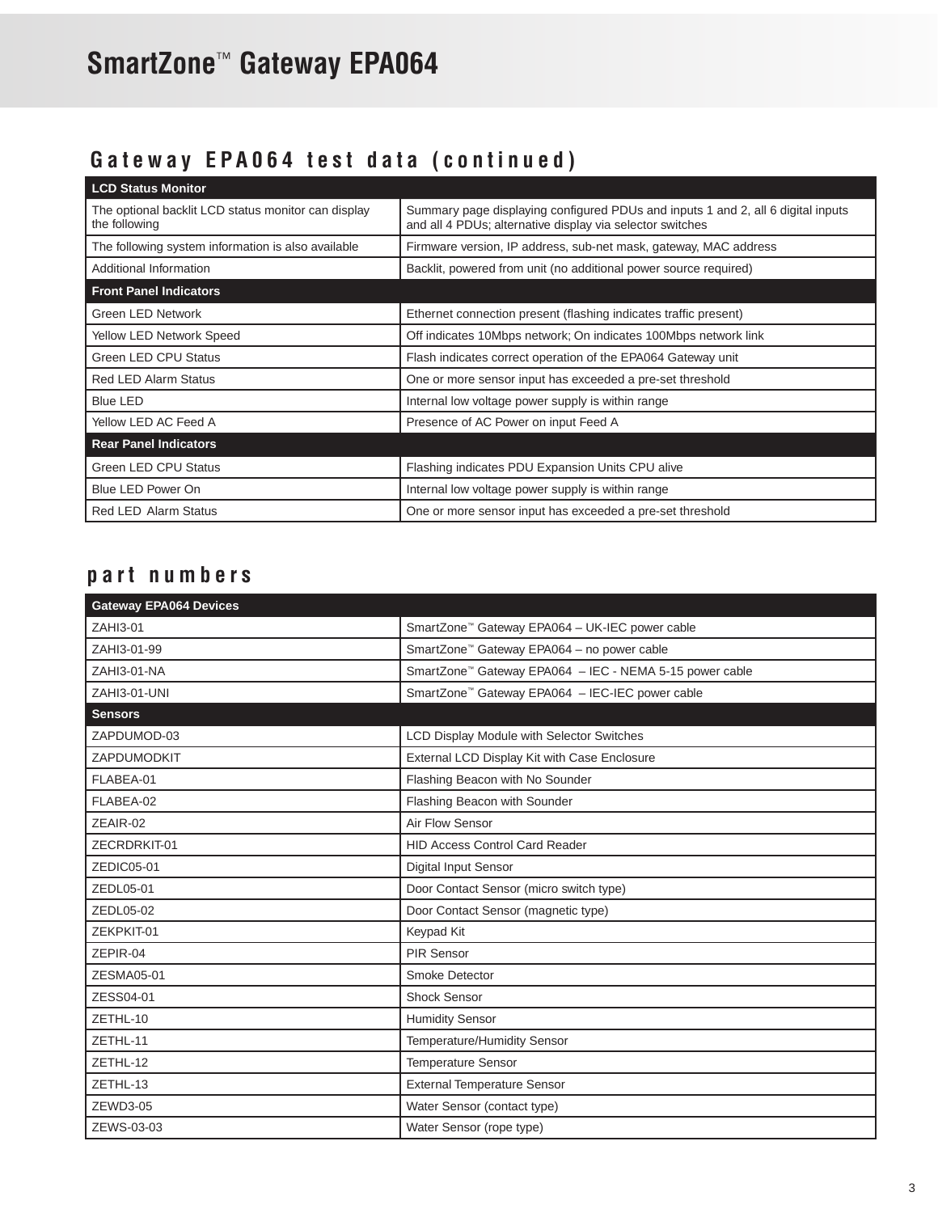# SmartZone™ Gateway EPA064

## Gateway EPA064 test data (continued)

| LCD Status Monitor | |
|---|---|
| The optional backlit LCD status monitor can display the following | Summary page displaying configured PDUs and inputs 1 and 2, all 6 digital inputs and all 4 PDUs; alternative display via selector switches |
| The following system information is also available | Firmware version, IP address, sub-net mask, gateway, MAC address |
| Additional Information | Backlit, powered from unit (no additional power source required) |
| **Front Panel Indicators** | |
| Green LED Network | Ethernet connection present (flashing indicates traffic present) |
| Yellow LED Network Speed | Off indicates 10Mbps network; On indicates 100Mbps network link |
| Green LED CPU Status | Flash indicates correct operation of the EPA064 Gateway unit |
| Red LED Alarm Status | One or more sensor input has exceeded a pre-set threshold |
| Blue LED | Internal low voltage power supply is within range |
| Yellow LED AC Feed A | Presence of AC Power on input Feed A |
| **Rear Panel Indicators** | |
| Green LED CPU Status | Flashing indicates PDU Expansion Units CPU alive |
| Blue LED Power On | Internal low voltage power supply is within range |
| Red LED Alarm Status | One or more sensor input has exceeded a pre-set threshold |

## part numbers

| Gateway EPA064 Devices | |
|---|---|
| ZAHI3-01 | SmartZone™ Gateway EPA064 – UK-IEC power cable |
| ZAHI3-01-99 | SmartZone™ Gateway EPA064 – no power cable |
| ZAHI3-01-NA | SmartZone™ Gateway EPA064 – IEC - NEMA 5-15 power cable |
| ZAHI3-01-UNI | SmartZone™ Gateway EPA064 – IEC-IEC power cable |
| **Sensors** | |
| ZAPDUMOD-03 | LCD Display Module with Selector Switches |
| ZAPDUMODKIT | External LCD Display Kit with Case Enclosure |
| FLABEA-01 | Flashing Beacon with No Sounder |
| FLABEA-02 | Flashing Beacon with Sounder |
| ZEAIR-02 | Air Flow Sensor |
| ZECRDRKIT-01 | HID Access Control Card Reader |
| ZEDIC05-01 | Digital Input Sensor |
| ZEDL05-01 | Door Contact Sensor (micro switch type) |
| ZEDL05-02 | Door Contact Sensor (magnetic type) |
| ZEKPKIT-01 | Keypad Kit |
| ZEPIR-04 | PIR Sensor |
| ZESMA05-01 | Smoke Detector |
| ZESS04-01 | Shock Sensor |
| ZETHL-10 | Humidity Sensor |
| ZETHL-11 | Temperature/Humidity Sensor |
| ZETHL-12 | Temperature Sensor |
| ZETHL-13 | External Temperature Sensor |
| ZEWD3-05 | Water Sensor (contact type) |
| ZEWS-03-03 | Water Sensor (rope type) |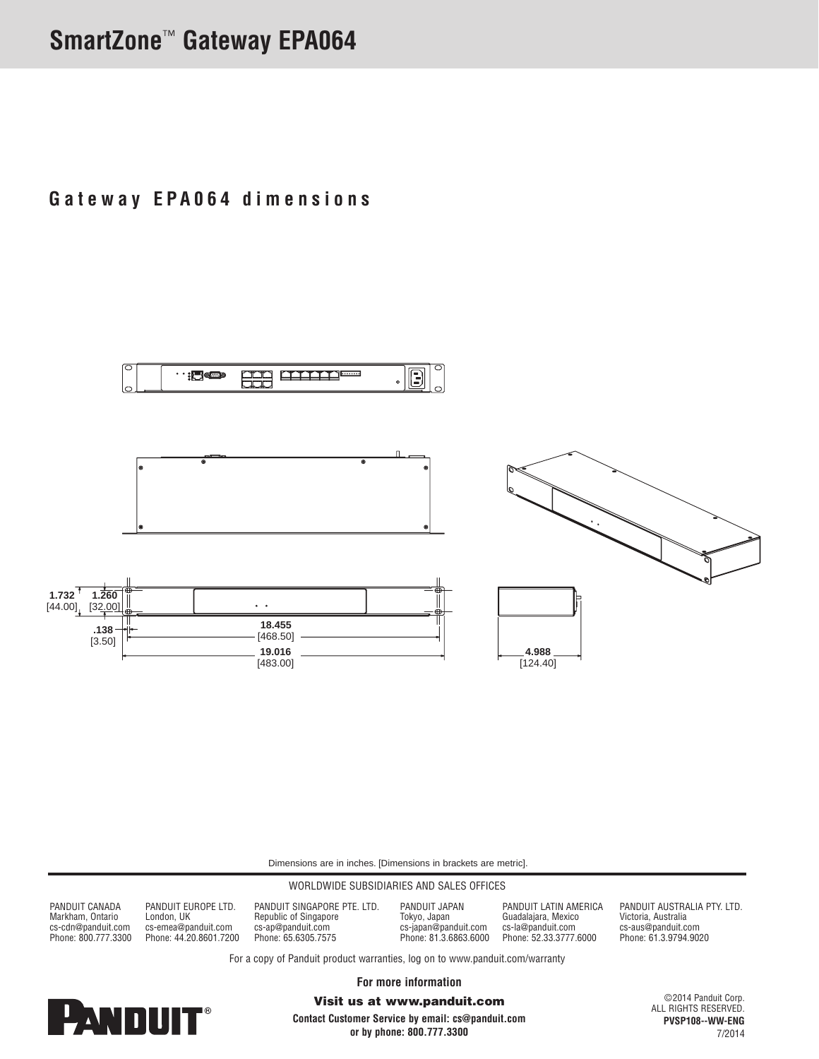# SmartZone™ Gateway EPA064

## Gateway EPA064 dimensions

1.732
[44.00]
1.260
[32.00]
.138
[3.50]
18.455
[468.50]
19.016
[483.00]
4.988
[124.40]

Dimensions are in inches. [Dimensions in brackets are metric].

WORLDWIDE SUBSIDIARIES AND SALES OFFICES

PANDUIT CANADA
Markham, Ontario
cs-cdn@panduit.com
Phone: 800.777.3300

PANDUIT EUROPE LTD.
London, UK
cs-emea@panduit.com
Phone: 44.20.8601.7200

PANDUIT SINGAPORE PTE. LTD.
Republic of Singapore
cs-ap@panduit.com
Phone: 65.6305.7575

PANDUIT JAPAN
Tokyo, Japan
cs-japan@panduit.com
Phone: 81.3.6863.6000

PANDUIT LATIN AMERICA
Guadalajara, Mexico
cs-la@panduit.com
Phone: 52.33.3777.6000

PANDUIT AUSTRALIA PTY. LTD.
Victoria, Australia
cs-aus@panduit.com
Phone: 61.3.9794.9020

For a copy of Panduit product warranties, log on to www.panduit.com/warranty

**For more information**

**Visit us at www.panduit.com**

**Contact Customer Service by email: cs@panduit.com**
**or by phone: 800.777.3300**

PANDUIT®

©2014 Panduit Corp.
ALL RIGHTS RESERVED.
**PVSP108--WW-ENG**
7/2014